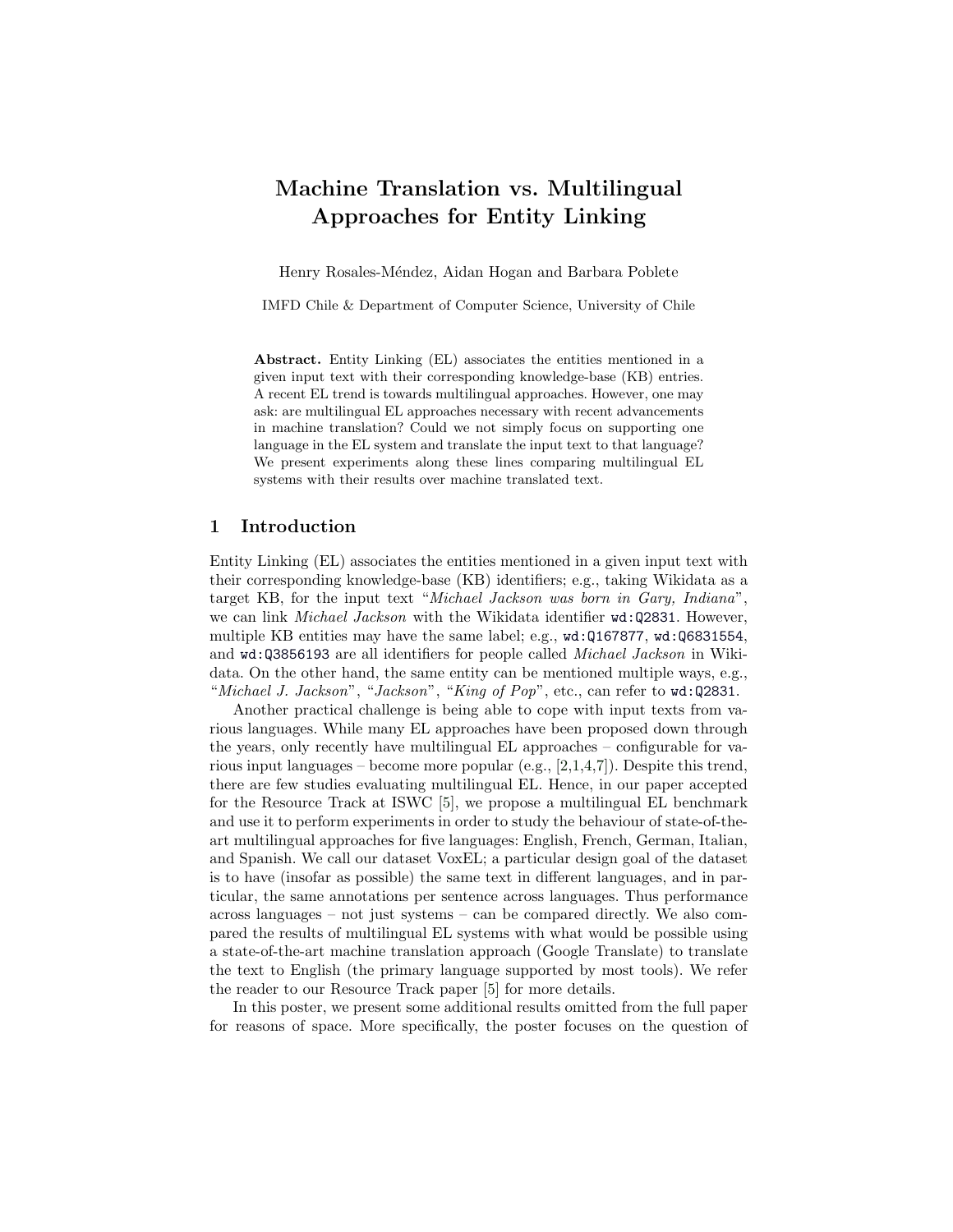# Machine Translation vs. Multilingual Approaches for Entity Linking

Henry Rosales-Méndez, Aidan Hogan and Barbara Poblete

IMFD Chile & Department of Computer Science, University of Chile

**Abstract.** Entity Linking (EL) associates the entities mentioned in a given input text with their corresponding knowledge-base (KB) entries. A recent EL trend is towards multilingual approaches. However, one may ask: are multilingual EL approaches necessary with recent advancements in machine translation? Could we not simply focus on supporting one language in the EL system and translate the input text to that language? We present experiments along these lines comparing multilingual EL systems with their results over machine translated text.

## 1 Introduction

Entity Linking (EL) associates the entities mentioned in a given input text with their corresponding knowledge-base (KB) identifiers; e.g., taking Wikidata as a target KB, for the input text "*Michael Jackson was born in Gary, Indiana*", we can link *Michael Jackson* with the Wikidata identifier `wd:Q2831`. However, multiple KB entities may have the same label; e.g., `wd:Q167877`, `wd:Q6831554`, and `wd:Q3856193` are all identifiers for people called *Michael Jackson* in Wikidata. On the other hand, the same entity can be mentioned multiple ways, e.g., "*Michael J. Jackson*", "*Jackson*", "*King of Pop*", etc., can refer to `wd:Q2831`.

Another practical challenge is being able to cope with input texts from various languages. While many EL approaches have been proposed down through the years, only recently have multilingual EL approaches – configurable for various input languages – become more popular (e.g., [2,1,4,7]). Despite this trend, there are few studies evaluating multilingual EL. Hence, in our paper accepted for the Resource Track at ISWC [5], we propose a multilingual EL benchmark and use it to perform experiments in order to study the behaviour of state-of-the-art multilingual approaches for five languages: English, French, German, Italian, and Spanish. We call our dataset VoxEL; a particular design goal of the dataset is to have (insofar as possible) the same text in different languages, and in particular, the same annotations per sentence across languages. Thus performance across languages – not just systems – can be compared directly. We also compared the results of multilingual EL systems with what would be possible using a state-of-the-art machine translation approach (Google Translate) to translate the text to English (the primary language supported by most tools). We refer the reader to our Resource Track paper [5] for more details.

In this poster, we present some additional results omitted from the full paper for reasons of space. More specifically, the poster focuses on the question of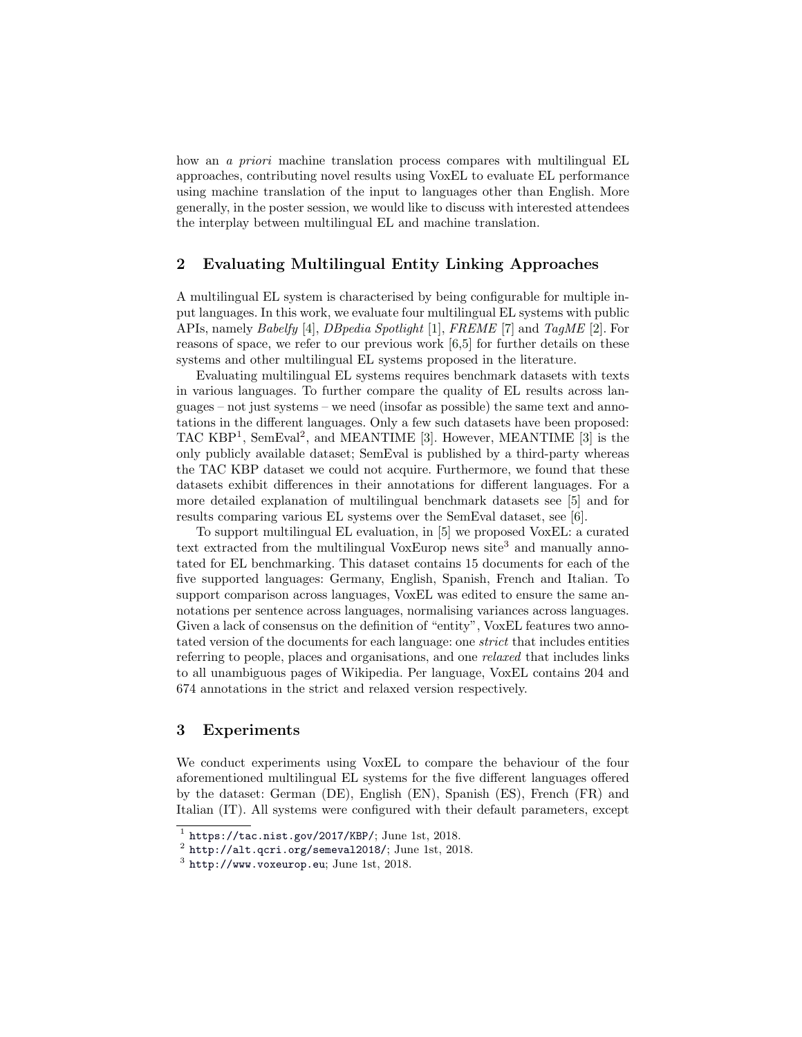how an *a priori* machine translation process compares with multilingual EL approaches, contributing novel results using VoxEL to evaluate EL performance using machine translation of the input to languages other than English. More generally, in the poster session, we would like to discuss with interested attendees the interplay between multilingual EL and machine translation.

## 2 Evaluating Multilingual Entity Linking Approaches

A multilingual EL system is characterised by being configurable for multiple input languages. In this work, we evaluate four multilingual EL systems with public APIs, namely *Babelfy* [4], *DBpedia Spotlight* [1], *FREME* [7] and *TagME* [2]. For reasons of space, we refer to our previous work [6,5] for further details on these systems and other multilingual EL systems proposed in the literature.

Evaluating multilingual EL systems requires benchmark datasets with texts in various languages. To further compare the quality of EL results across languages – not just systems – we need (insofar as possible) the same text and annotations in the different languages. Only a few such datasets have been proposed: TAC KBP[1], SemEval[2], and MEANTIME [3]. However, MEANTIME [3] is the only publicly available dataset; SemEval is published by a third-party whereas the TAC KBP dataset we could not acquire. Furthermore, we found that these datasets exhibit differences in their annotations for different languages. For a more detailed explanation of multilingual benchmark datasets see [5] and for results comparing various EL systems over the SemEval dataset, see [6].

To support multilingual EL evaluation, in [5] we proposed VoxEL: a curated text extracted from the multilingual VoxEurop news site[3] and manually annotated for EL benchmarking. This dataset contains 15 documents for each of the five supported languages: Germany, English, Spanish, French and Italian. To support comparison across languages, VoxEL was edited to ensure the same annotations per sentence across languages, normalising variances across languages. Given a lack of consensus on the definition of "entity", VoxEL features two annotated version of the documents for each language: one *strict* that includes entities referring to people, places and organisations, and one *relaxed* that includes links to all unambiguous pages of Wikipedia. Per language, VoxEL contains 204 and 674 annotations in the strict and relaxed version respectively.

## 3 Experiments

We conduct experiments using VoxEL to compare the behaviour of the four aforementioned multilingual EL systems for the five different languages offered by the dataset: German (DE), English (EN), Spanish (ES), French (FR) and Italian (IT). All systems were configured with their default parameters, except

[1] `https://tac.nist.gov/2017/KBP/`; June 1st, 2018.

[2] `http://alt.qcri.org/semeval2018/`; June 1st, 2018.

[3] `http://www.voxeurop.eu`; June 1st, 2018.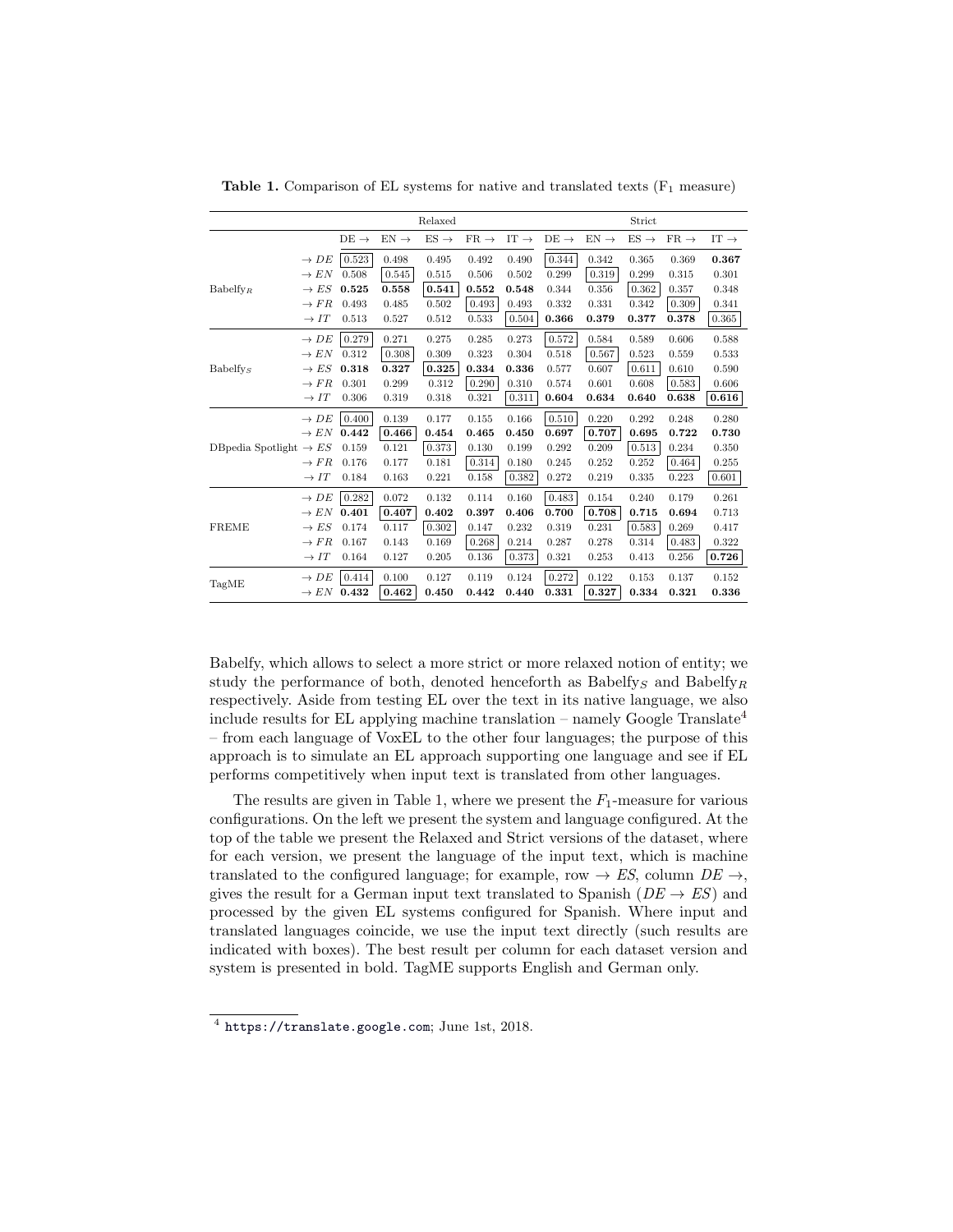**Table 1.** Comparison of EL systems for native and translated texts ($F_1$ measure)

| | | Relaxed | | | | | Strict | | | | |
|---|---|---|---|---|---|---|---|---|---|---|---|
| | | DE → | EN → | ES → | FR → | IT → | DE → | EN → | ES → | FR → | IT → |
| Babelfy$_R$ | → $DE$ | [0.523] | 0.498 | 0.495 | 0.492 | 0.490 | [0.344] | 0.342 | 0.365 | 0.369 | **0.367** |
| | → $EN$ | 0.508 | [0.545] | 0.515 | 0.506 | 0.502 | 0.299 | [0.319] | 0.299 | 0.315 | 0.301 |
| | → $ES$ | **0.525** | **0.558** | **[0.541]** | **0.552** | **0.548** | 0.344 | 0.356 | [0.362] | 0.357 | 0.348 |
| | → $FR$ | 0.493 | 0.485 | 0.502 | [0.493] | 0.493 | 0.332 | 0.331 | 0.342 | [0.309] | 0.341 |
| | → $IT$ | 0.513 | 0.527 | 0.512 | 0.533 | [0.504] | **0.366** | **0.379** | **0.377** | **0.378** | [0.365] |
| Babelfy$_S$ | → $DE$ | [0.279] | 0.271 | 0.275 | 0.285 | 0.273 | [0.572] | 0.584 | 0.589 | 0.606 | 0.588 |
| | → $EN$ | 0.312 | [0.308] | 0.309 | 0.323 | 0.304 | 0.518 | [0.567] | 0.523 | 0.559 | 0.533 |
| | → $ES$ | **0.318** | **0.327** | **[0.325]** | **0.334** | **0.336** | 0.577 | 0.607 | [0.611] | 0.610 | 0.590 |
| | → $FR$ | 0.301 | 0.299 | 0.312 | [0.290] | 0.310 | 0.574 | 0.601 | 0.608 | [0.583] | 0.606 |
| | → $IT$ | 0.306 | 0.319 | 0.318 | 0.321 | [0.311] | **0.604** | **0.634** | **0.640** | **0.638** | **[0.616]** |
| DBpedia Spotlight | → $DE$ | [0.400] | 0.139 | 0.177 | 0.155 | 0.166 | [0.510] | 0.220 | 0.292 | 0.248 | 0.280 |
| | → $EN$ | **0.442** | **[0.466]** | **0.454** | **0.465** | **0.450** | **0.697** | **[0.707]** | **0.695** | **0.722** | **0.730** |
| | → $ES$ | 0.159 | 0.121 | [0.373] | 0.130 | 0.199 | 0.292 | 0.209 | [0.513] | 0.234 | 0.350 |
| | → $FR$ | 0.176 | 0.177 | 0.181 | [0.314] | 0.180 | 0.245 | 0.252 | 0.252 | [0.464] | 0.255 |
| | → $IT$ | 0.184 | 0.163 | 0.221 | 0.158 | [0.382] | 0.272 | 0.219 | 0.335 | 0.223 | [0.601] |
| FREME | → $DE$ | [0.282] | 0.072 | 0.132 | 0.114 | 0.160 | [0.483] | 0.154 | 0.240 | 0.179 | 0.261 |
| | → $EN$ | **0.401** | **[0.407]** | **0.402** | **0.397** | **0.406** | **0.700** | **[0.708]** | **0.715** | **0.694** | 0.713 |
| | → $ES$ | 0.174 | 0.117 | [0.302] | 0.147 | 0.232 | 0.319 | 0.231 | [0.583] | 0.269 | 0.417 |
| | → $FR$ | 0.167 | 0.143 | 0.169 | [0.268] | 0.214 | 0.287 | 0.278 | 0.314 | [0.483] | 0.322 |
| | → $IT$ | 0.164 | 0.127 | 0.205 | 0.136 | [0.373] | 0.321 | 0.253 | 0.413 | 0.256 | **[0.726]** |
| TagME | → $DE$ | [0.414] | 0.100 | 0.127 | 0.119 | 0.124 | [0.272] | 0.122 | 0.153 | 0.137 | 0.152 |
| | → $EN$ | **0.432** | **[0.462]** | **0.450** | **0.442** | **0.440** | **0.331** | **[0.327]** | **0.334** | **0.321** | **0.336** |

Babelfy, which allows to select a more strict or more relaxed notion of entity; we study the performance of both, denoted henceforth as Babelfy$_S$ and Babelfy$_R$ respectively. Aside from testing EL over the text in its native language, we also include results for EL applying machine translation – namely Google Translate[4] – from each language of VoxEL to the other four languages; the purpose of this approach is to simulate an EL approach supporting one language and see if EL performs competitively when input text is translated from other languages.

The results are given in Table 1, where we present the $F_1$-measure for various configurations. On the left we present the system and language configured. At the top of the table we present the Relaxed and Strict versions of the dataset, where for each version, we present the language of the input text, which is machine translated to the configured language; for example, row → *ES*, column *DE* →, gives the result for a German input text translated to Spanish (*DE* → *ES*) and processed by the given EL systems configured for Spanish. Where input and translated languages coincide, we use the input text directly (such results are indicated with boxes). The best result per column for each dataset version and system is presented in bold. TagME supports English and German only.

[4] `https://translate.google.com`; June 1st, 2018.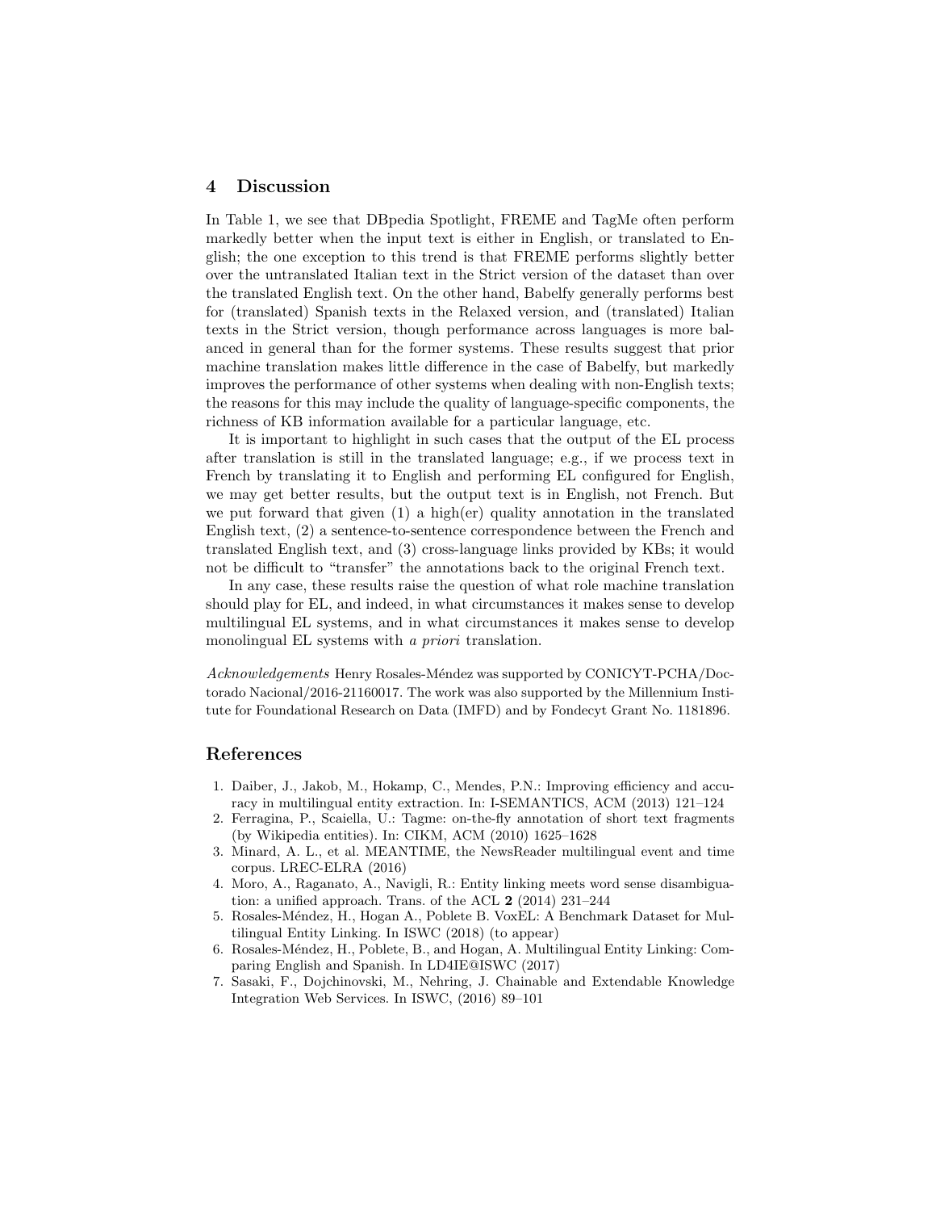## 4 Discussion

In Table 1, we see that DBpedia Spotlight, FREME and TagMe often perform markedly better when the input text is either in English, or translated to English; the one exception to this trend is that FREME performs slightly better over the untranslated Italian text in the Strict version of the dataset than over the translated English text. On the other hand, Babelfy generally performs best for (translated) Spanish texts in the Relaxed version, and (translated) Italian texts in the Strict version, though performance across languages is more balanced in general than for the former systems. These results suggest that prior machine translation makes little difference in the case of Babelfy, but markedly improves the performance of other systems when dealing with non-English texts; the reasons for this may include the quality of language-specific components, the richness of KB information available for a particular language, etc.

It is important to highlight in such cases that the output of the EL process after translation is still in the translated language; e.g., if we process text in French by translating it to English and performing EL configured for English, we may get better results, but the output text is in English, not French. But we put forward that given (1) a high(er) quality annotation in the translated English text, (2) a sentence-to-sentence correspondence between the French and translated English text, and (3) cross-language links provided by KBs; it would not be difficult to "transfer" the annotations back to the original French text.

In any case, these results raise the question of what role machine translation should play for EL, and indeed, in what circumstances it makes sense to develop multilingual EL systems, and in what circumstances it makes sense to develop monolingual EL systems with *a priori* translation.

*Acknowledgements* Henry Rosales-Méndez was supported by CONICYT-PCHA/Doctorado Nacional/2016-21160017. The work was also supported by the Millennium Institute for Foundational Research on Data (IMFD) and by Fondecyt Grant No. 1181896.

## References

1. Daiber, J., Jakob, M., Hokamp, C., Mendes, P.N.: Improving efficiency and accuracy in multilingual entity extraction. In: I-SEMANTICS, ACM (2013) 121–124
2. Ferragina, P., Scaiella, U.: Tagme: on-the-fly annotation of short text fragments (by Wikipedia entities). In: CIKM, ACM (2010) 1625–1628
3. Minard, A. L., et al. MEANTIME, the NewsReader multilingual event and time corpus. LREC-ELRA (2016)
4. Moro, A., Raganato, A., Navigli, R.: Entity linking meets word sense disambiguation: a unified approach. Trans. of the ACL **2** (2014) 231–244
5. Rosales-Méndez, H., Hogan A., Poblete B. VoxEL: A Benchmark Dataset for Multilingual Entity Linking. In ISWC (2018) (to appear)
6. Rosales-Méndez, H., Poblete, B., and Hogan, A. Multilingual Entity Linking: Comparing English and Spanish. In LD4IE@ISWC (2017)
7. Sasaki, F., Dojchinovski, M., Nehring, J. Chainable and Extendable Knowledge Integration Web Services. In ISWC, (2016) 89–101